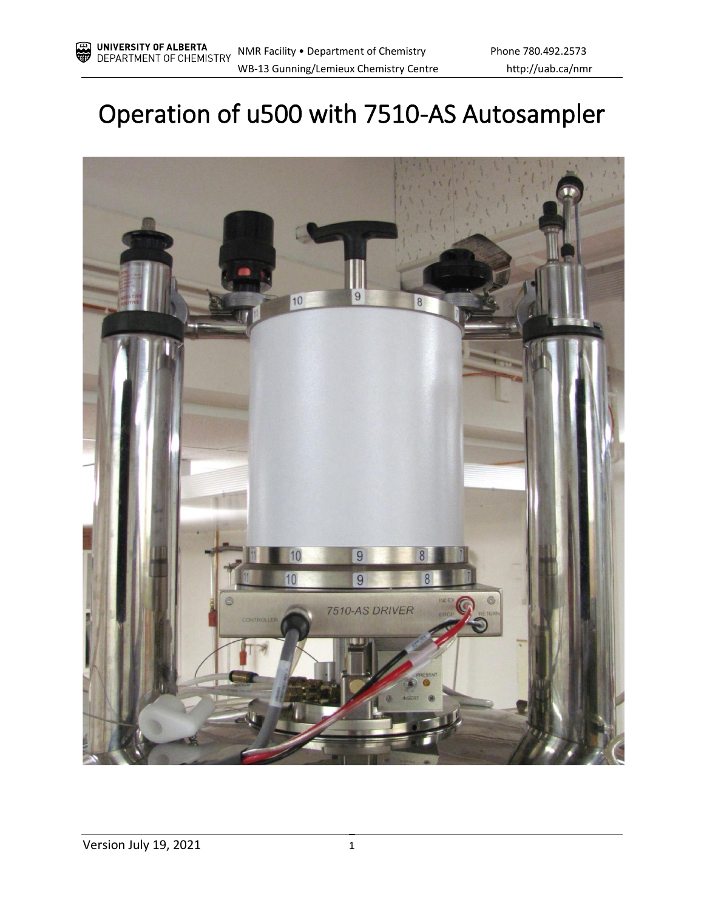# Operation of u500 with 7510-AS Autosampler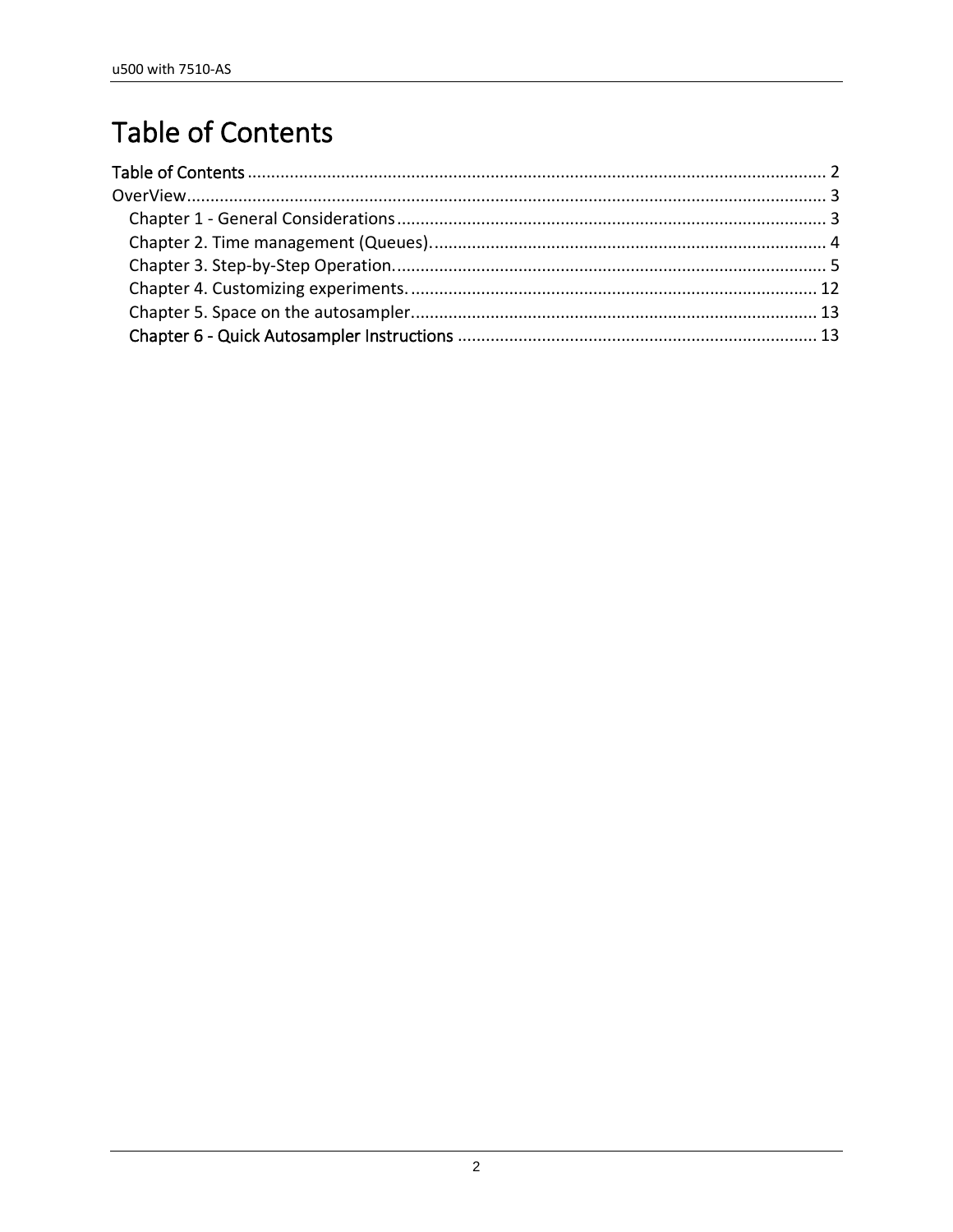# Table of Contents

Table of Contents ........................................................................................................................ 2
OverView....................................................................................................................................... 3
    Chapter 1 - General Considerations ........................................................................................... 3
    Chapter 2. Time management (Queues). .................................................................................... 4
    Chapter 3. Step-by-Step Operation. ........................................................................................... 5
    Chapter 4. Customizing experiments. ....................................................................................... 12
    Chapter 5. Space on the autosampler....................................................................................... 13
    Chapter 6 - Quick Autosampler Instructions ............................................................................ 13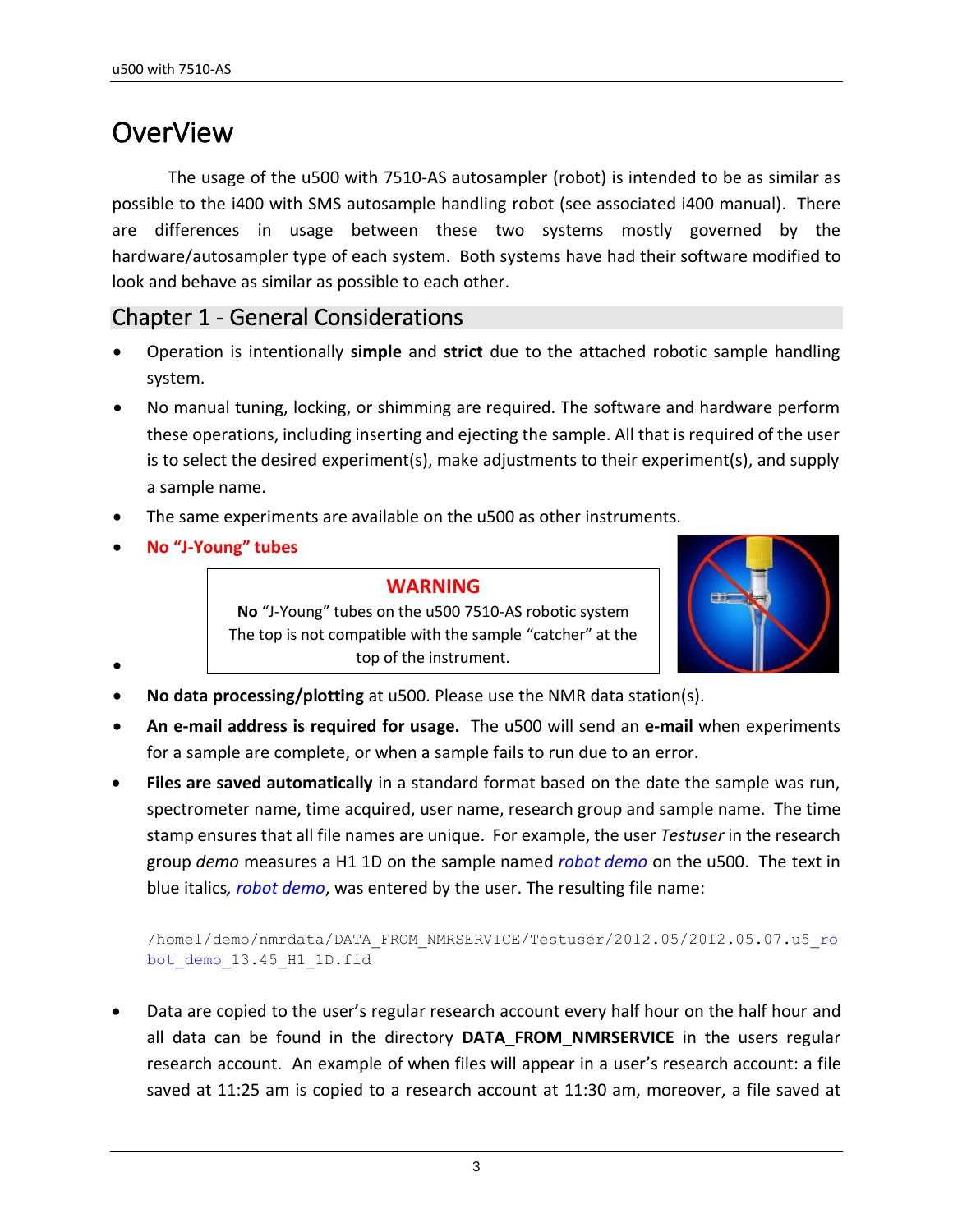# OverView

The usage of the u500 with 7510-AS autosampler (robot) is intended to be as similar as possible to the i400 with SMS autosample handling robot (see associated i400 manual). There are differences in usage between these two systems mostly governed by the hardware/autosampler type of each system. Both systems have had their software modified to look and behave as similar as possible to each other.

## Chapter 1 - General Considerations

- Operation is intentionally **simple** and **strict** due to the attached robotic sample handling system.
- No manual tuning, locking, or shimming are required. The software and hardware perform these operations, including inserting and ejecting the sample. All that is required of the user is to select the desired experiment(s), make adjustments to their experiment(s), and supply a sample name.
- The same experiments are available on the u500 as other instruments.
- **No "J-Young" tubes**
- > **WARNING**
  >
  > **No** "J-Young" tubes on the u500 7510-AS robotic system
  > The top is not compatible with the sample "catcher" at the top of the instrument.
- **No data processing/plotting** at u500. Please use the NMR data station(s).
- **An e-mail address is required for usage.** The u500 will send an **e-mail** when experiments for a sample are complete, or when a sample fails to run due to an error.
- **Files are saved automatically** in a standard format based on the date the sample was run, spectrometer name, time acquired, user name, research group and sample name. The time stamp ensures that all file names are unique. For example, the user *Testuser* in the research group *demo* measures a H1 1D on the sample named *robot demo* on the u500. The text in blue italics, *robot demo*, was entered by the user. The resulting file name:

  ```
  /home1/demo/nmrdata/DATA_FROM_NMRSERVICE/Testuser/2012.05/2012.05.07.u5_robot_demo_13.45_H1_1D.fid
  ```

- Data are copied to the user's regular research account every half hour on the half hour and all data can be found in the directory **DATA_FROM_NMRSERVICE** in the users regular research account. An example of when files will appear in a user's research account: a file saved at 11:25 am is copied to a research account at 11:30 am, moreover, a file saved at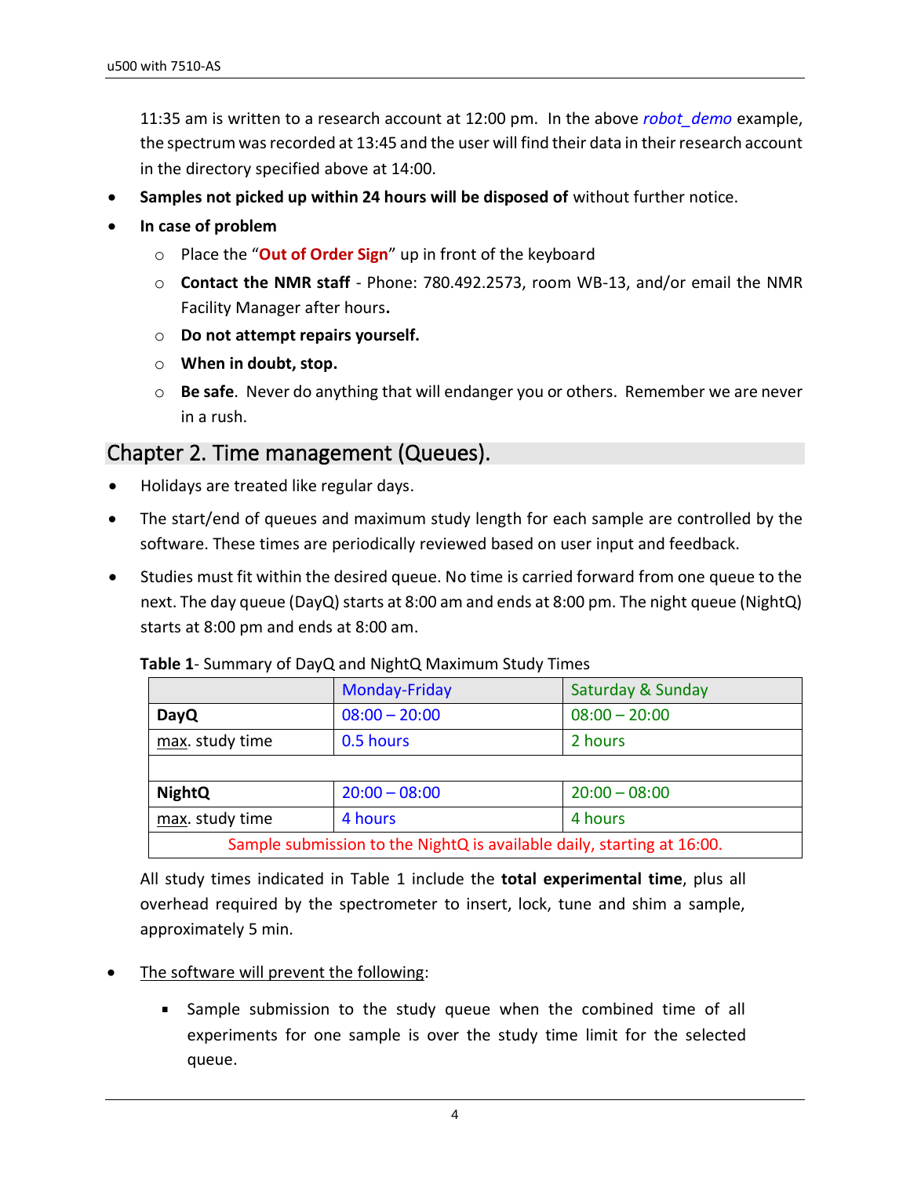11:35 am is written to a research account at 12:00 pm. In the above *robot_demo* example, the spectrum was recorded at 13:45 and the user will find their data in their research account in the directory specified above at 14:00.

- **Samples not picked up within 24 hours will be disposed of** without further notice.
- **In case of problem**
    - Place the "**Out of Order Sign**" up in front of the keyboard
    - **Contact the NMR staff** - Phone: 780.492.2573, room WB-13, and/or email the NMR Facility Manager after hours**.**
    - **Do not attempt repairs yourself.**
    - **When in doubt, stop.**
    - **Be safe**. Never do anything that will endanger you or others. Remember we are never in a rush.

## Chapter 2. Time management (Queues).

- Holidays are treated like regular days.
- The start/end of queues and maximum study length for each sample are controlled by the software. These times are periodically reviewed based on user input and feedback.
- Studies must fit within the desired queue. No time is carried forward from one queue to the next. The day queue (DayQ) starts at 8:00 am and ends at 8:00 pm. The night queue (NightQ) starts at 8:00 pm and ends at 8:00 am.

**Table 1**- Summary of DayQ and NightQ Maximum Study Times

| | Monday-Friday | Saturday & Sunday |
|---|---|---|
| **DayQ** | 08:00 – 20:00 | 08:00 – 20:00 |
| max. study time | 0.5 hours | 2 hours |
| | | |
| **NightQ** | 20:00 – 08:00 | 20:00 – 08:00 |
| max. study time | 4 hours | 4 hours |
| Sample submission to the NightQ is available daily, starting at 16:00. | | |

All study times indicated in Table 1 include the **total experimental time**, plus all overhead required by the spectrometer to insert, lock, tune and shim a sample, approximately 5 min.

- The software will prevent the following:
    - Sample submission to the study queue when the combined time of all experiments for one sample is over the study time limit for the selected queue.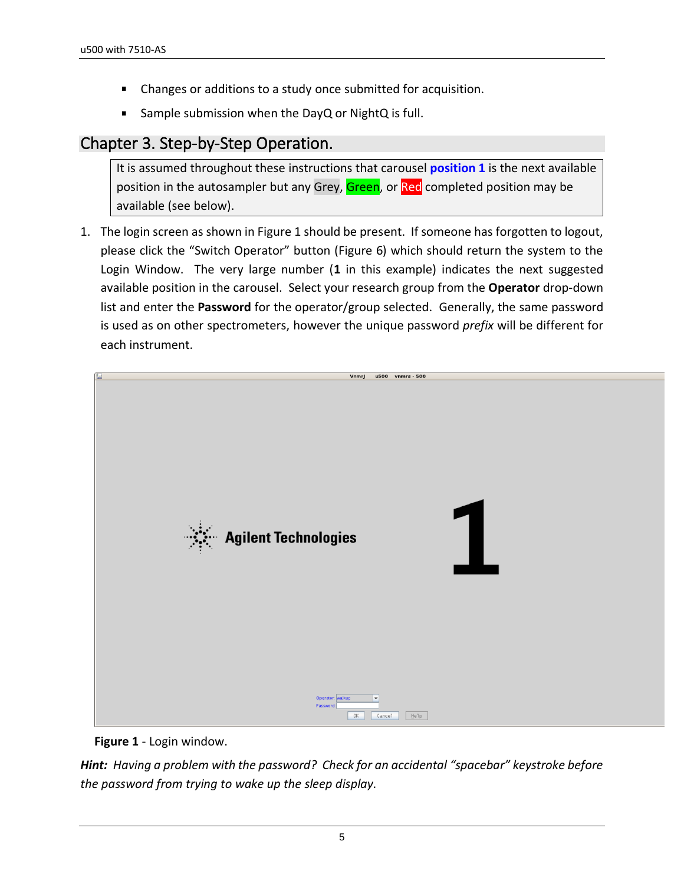- Changes or additions to a study once submitted for acquisition.
- Sample submission when the DayQ or NightQ is full.

## Chapter 3. Step-by-Step Operation.

> It is assumed throughout these instructions that carousel **position 1** is the next available position in the autosampler but any Grey, Green, or Red completed position may be available (see below).

1. The login screen as shown in Figure 1 should be present. If someone has forgotten to logout, please click the "Switch Operator" button (Figure 6) which should return the system to the Login Window. The very large number (**1** in this example) indicates the next suggested available position in the carousel. Select your research group from the **Operator** drop-down list and enter the **Password** for the operator/group selected. Generally, the same password is used as on other spectrometers, however the unique password *prefix* will be different for each instrument.

**Figure 1** - Login window.

***Hint:*** *Having a problem with the password? Check for an accidental "spacebar" keystroke before the password from trying to wake up the sleep display.*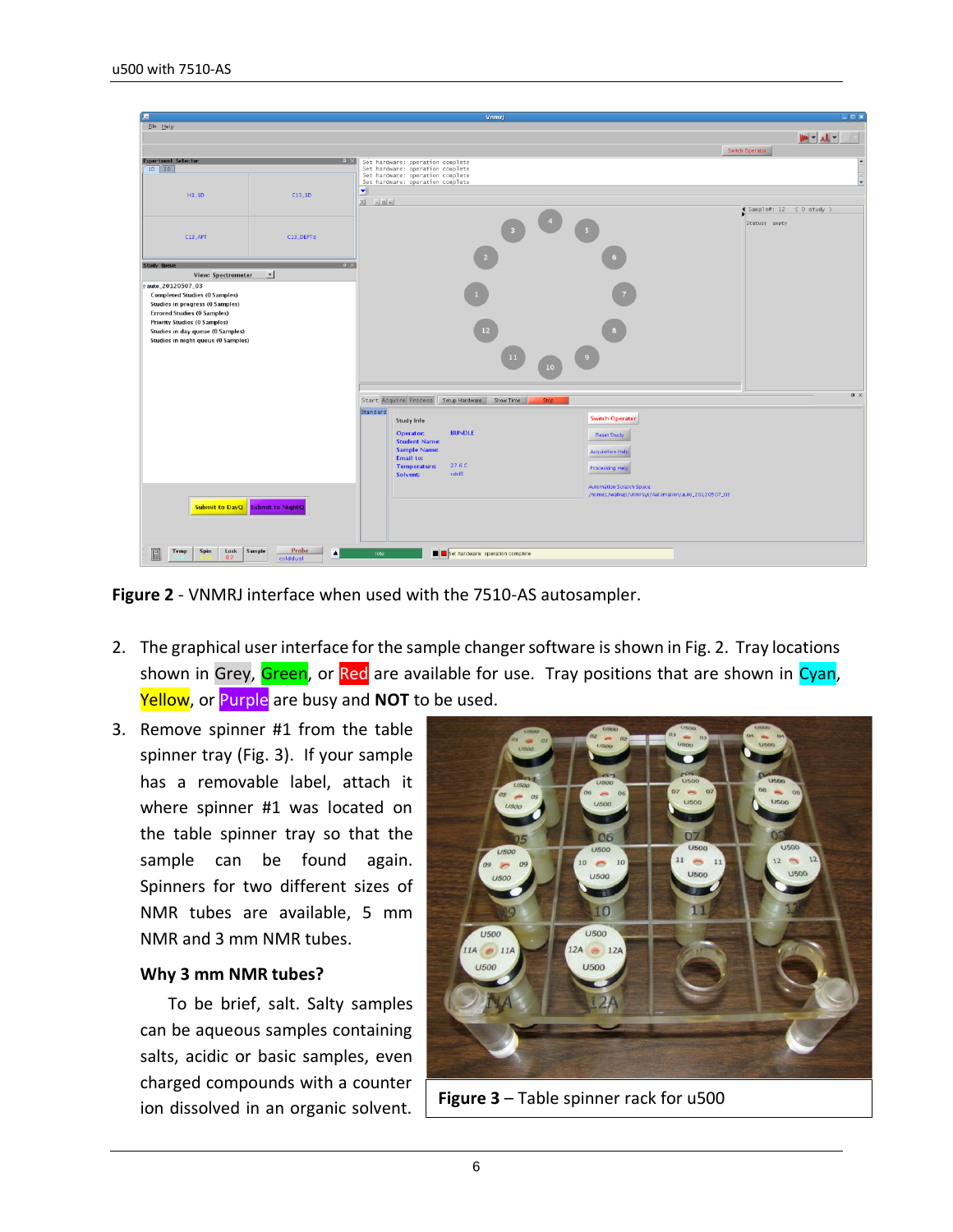**Figure 2** - VNMRJ interface when used with the 7510-AS autosampler.

2. The graphical user interface for the sample changer software is shown in Fig. 2. Tray locations shown in Grey, Green, or Red are available for use. Tray positions that are shown in Cyan, Yellow, or Purple are busy and **NOT** to be used.

3. Remove spinner #1 from the table spinner tray (Fig. 3). If your sample has a removable label, attach it where spinner #1 was located on the table spinner tray so that the sample can be found again. Spinners for two different sizes of NMR tubes are available, 5 mm NMR and 3 mm NMR tubes.

**Why 3 mm NMR tubes?**

To be brief, salt. Salty samples can be aqueous samples containing salts, acidic or basic samples, even charged compounds with a counter ion dissolved in an organic solvent.

**Figure 3** – Table spinner rack for u500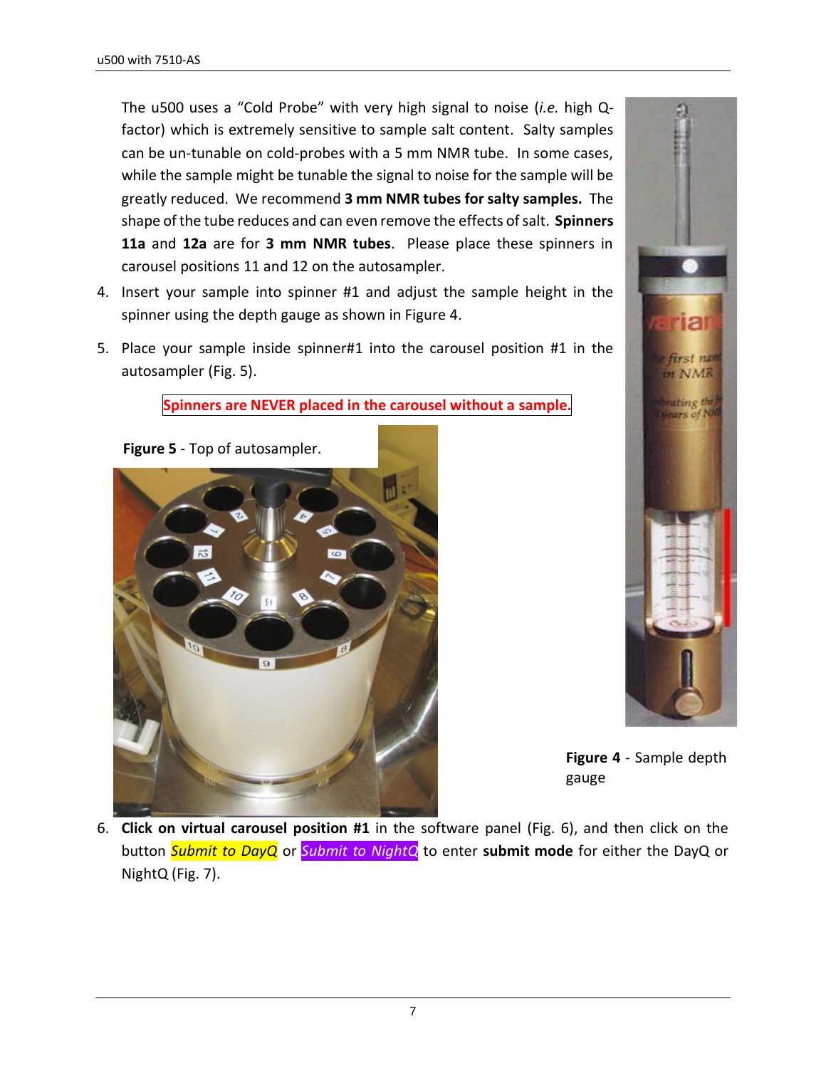The u500 uses a "Cold Probe" with very high signal to noise (*i.e.* high Q-factor) which is extremely sensitive to sample salt content. Salty samples can be un-tunable on cold-probes with a 5 mm NMR tube. In some cases, while the sample might be tunable the signal to noise for the sample will be greatly reduced. We recommend **3 mm NMR tubes for salty samples.** The shape of the tube reduces and can even remove the effects of salt. **Spinners 11a** and **12a** are for **3 mm NMR tubes**. Please place these spinners in carousel positions 11 and 12 on the autosampler.

4. Insert your sample into spinner #1 and adjust the sample height in the spinner using the depth gauge as shown in Figure 4.

5. Place your sample inside spinner#1 into the carousel position #1 in the autosampler (Fig. 5).

**Spinners are NEVER placed in the carousel without a sample.**

**Figure 5** - Top of autosampler.

**Figure 4** - Sample depth gauge

6. **Click on virtual carousel position #1** in the software panel (Fig. 6), and then click on the button ***Submit to DayQ*** or ***Submit to NightQ*** to enter **submit mode** for either the DayQ or NightQ (Fig. 7).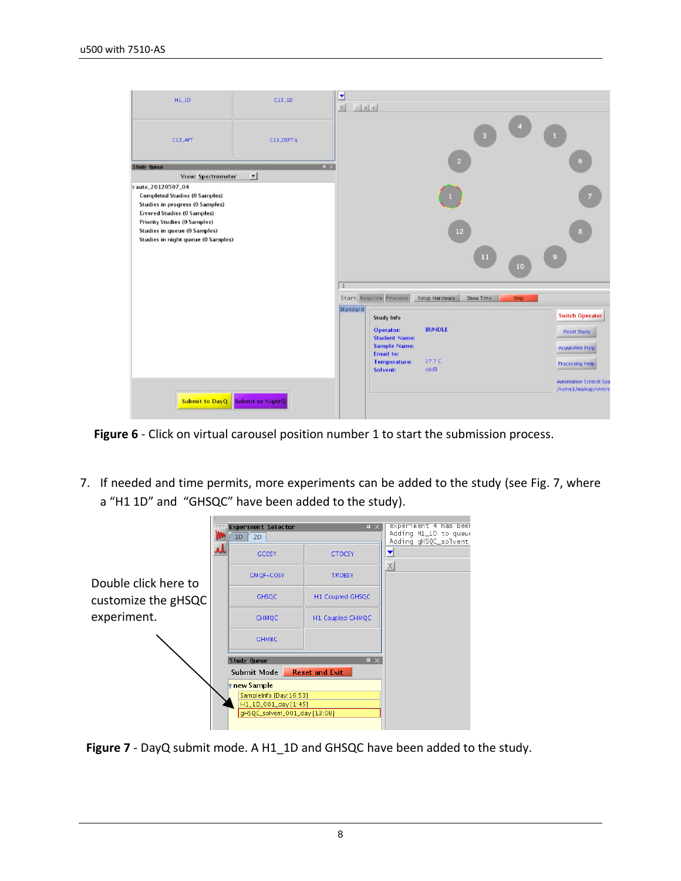**Figure 6** - Click on virtual carousel position number 1 to start the submission process.

7. If needed and time permits, more experiments can be added to the study (see Fig. 7, where a "H1 1D" and "GHSQC" have been added to the study).

Double click here to customize the gHSQC experiment.

**Figure 7** - DayQ submit mode. A H1_1D and GHSQC have been added to the study.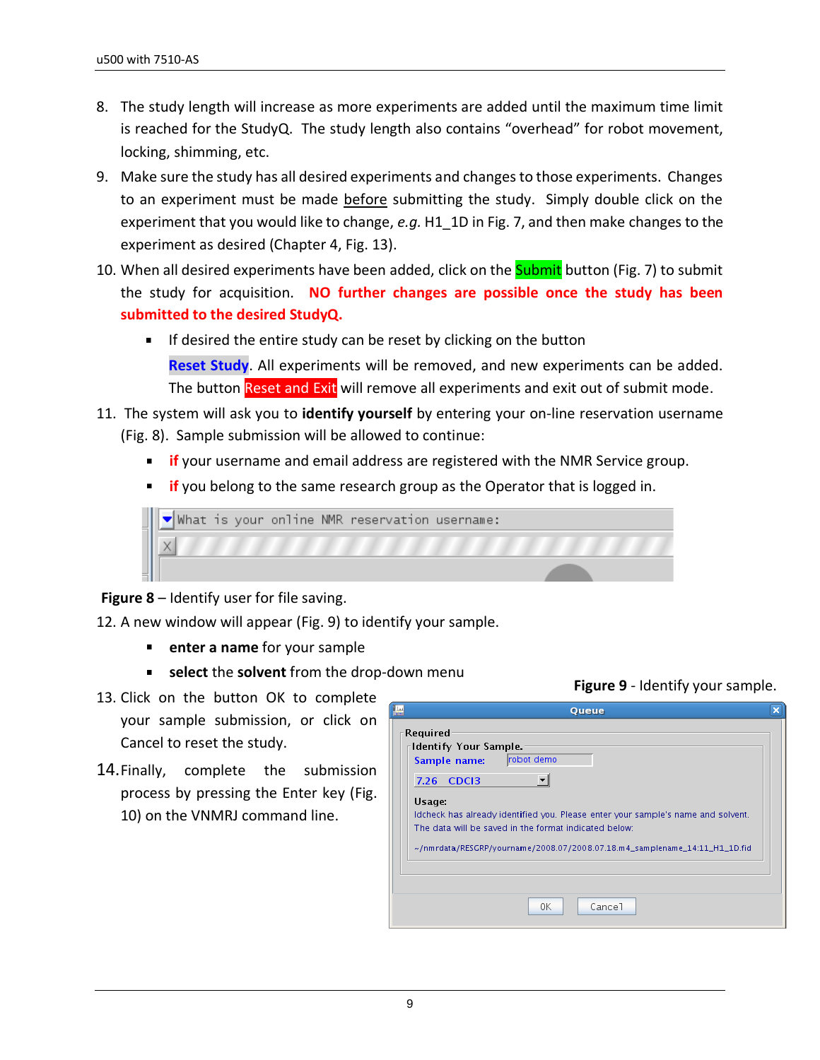8. The study length will increase as more experiments are added until the maximum time limit is reached for the StudyQ. The study length also contains "overhead" for robot movement, locking, shimming, etc.
9. Make sure the study has all desired experiments and changes to those experiments. Changes to an experiment must be made before submitting the study. Simply double click on the experiment that you would like to change, *e.g.* H1_1D in Fig. 7, and then make changes to the experiment as desired (Chapter 4, Fig. 13).
10. When all desired experiments have been added, click on the Submit button (Fig. 7) to submit the study for acquisition. **NO further changes are possible once the study has been submitted to the desired StudyQ.**
    - If desired the entire study can be reset by clicking on the button **Reset Study**. All experiments will be removed, and new experiments can be added. The button Reset and Exit will remove all experiments and exit out of submit mode.
11. The system will ask you to **identify yourself** by entering your on-line reservation username (Fig. 8). Sample submission will be allowed to continue:
    - **if** your username and email address are registered with the NMR Service group.
    - **if** you belong to the same research group as the Operator that is logged in.

**Figure 8** – Identify user for file saving.

12. A new window will appear (Fig. 9) to identify your sample.
    - **enter a name** for your sample
    - **select** the **solvent** from the drop-down menu
13. Click on the button OK to complete your sample submission, or click on Cancel to reset the study.
14. Finally, complete the submission process by pressing the Enter key (Fig. 10) on the VNMRJ command line.

**Figure 9** - Identify your sample.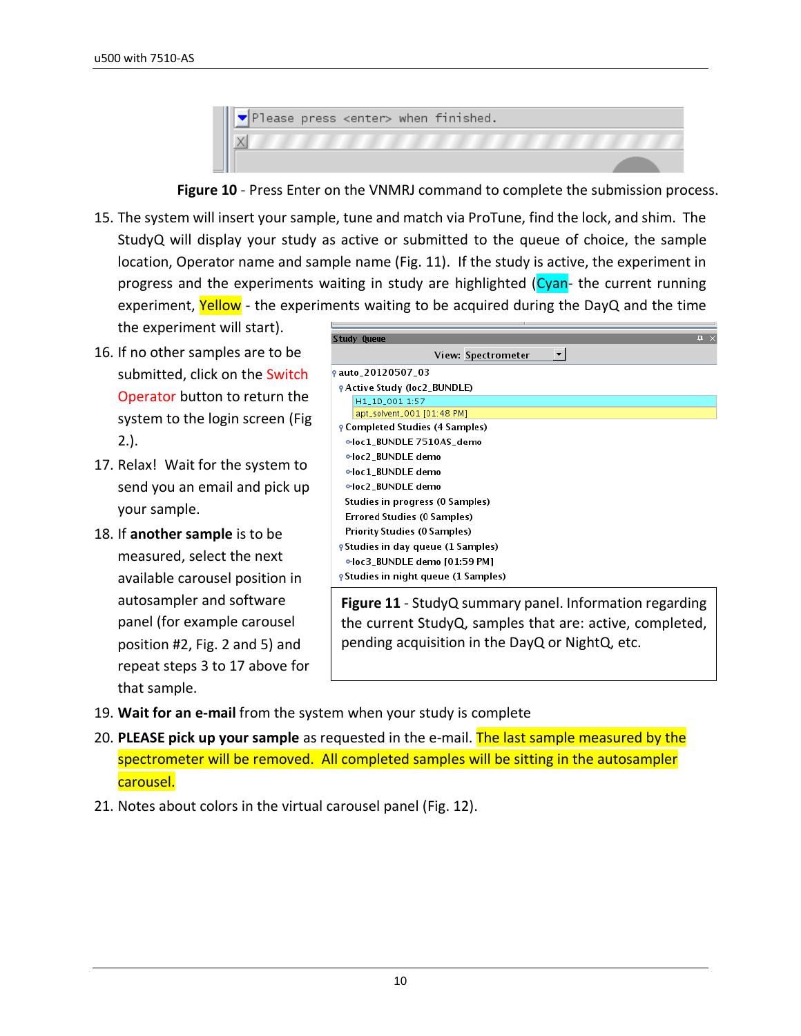**Figure 10** - Press Enter on the VNMRJ command to complete the submission process.

15. The system will insert your sample, tune and match via ProTune, find the lock, and shim. The StudyQ will display your study as active or submitted to the queue of choice, the sample location, Operator name and sample name (Fig. 11). If the study is active, the experiment in progress and the experiments waiting in study are highlighted (Cyan- the current running experiment, Yellow - the experiments waiting to be acquired during the DayQ and the time the experiment will start).
16. If no other samples are to be submitted, click on the Switch Operator button to return the system to the login screen (Fig 2.).
17. Relax! Wait for the system to send you an email and pick up your sample.
18. If **another sample** is to be measured, select the next available carousel position in autosampler and software panel (for example carousel position #2, Fig. 2 and 5) and repeat steps 3 to 17 above for that sample.

**Figure 11** - StudyQ summary panel. Information regarding the current StudyQ, samples that are: active, completed, pending acquisition in the DayQ or NightQ, etc.

19. **Wait for an e-mail** from the system when your study is complete
20. **PLEASE pick up your sample** as requested in the e-mail. The last sample measured by the spectrometer will be removed. All completed samples will be sitting in the autosampler carousel.
21. Notes about colors in the virtual carousel panel (Fig. 12).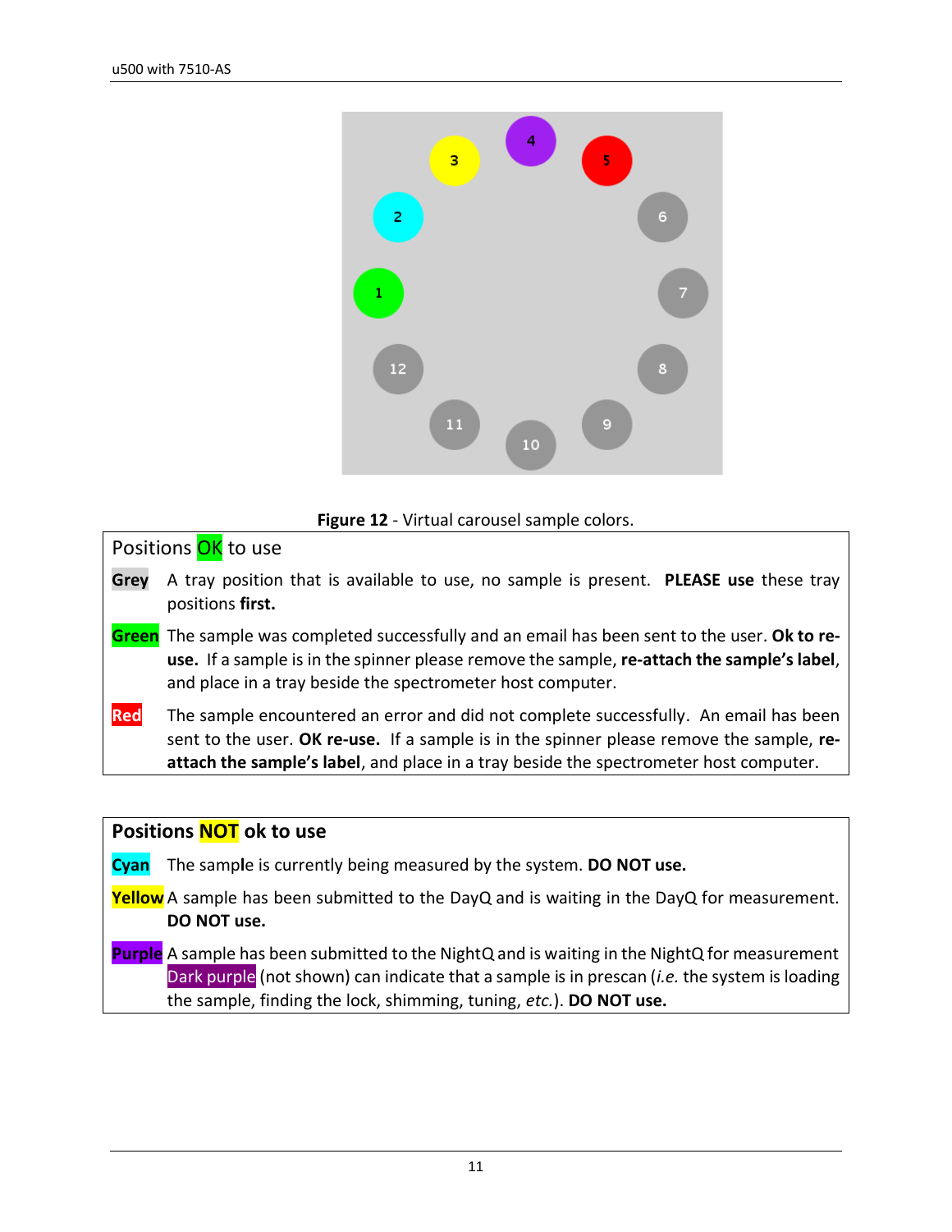**Figure 12** - Virtual carousel sample colors.

Positions OK to use

**Grey** A tray position that is available to use, no sample is present. **PLEASE use** these tray positions **first.**

**Green** The sample was completed successfully and an email has been sent to the user. **Ok to re-use.** If a sample is in the spinner please remove the sample, **re-attach the sample's label**, and place in a tray beside the spectrometer host computer.

**Red** The sample encountered an error and did not complete successfully. An email has been sent to the user. **OK re-use.** If a sample is in the spinner please remove the sample, **re-attach the sample's label**, and place in a tray beside the spectrometer host computer.

**Positions NOT ok to use**

**Cyan** The sample is currently being measured by the system. **DO NOT use.**

**Yellow** A sample has been submitted to the DayQ and is waiting in the DayQ for measurement. **DO NOT use.**

**Purple** A sample has been submitted to the NightQ and is waiting in the NightQ for measurement Dark purple (not shown) can indicate that a sample is in prescan (*i.e.* the system is loading the sample, finding the lock, shimming, tuning, *etc.*). **DO NOT use.**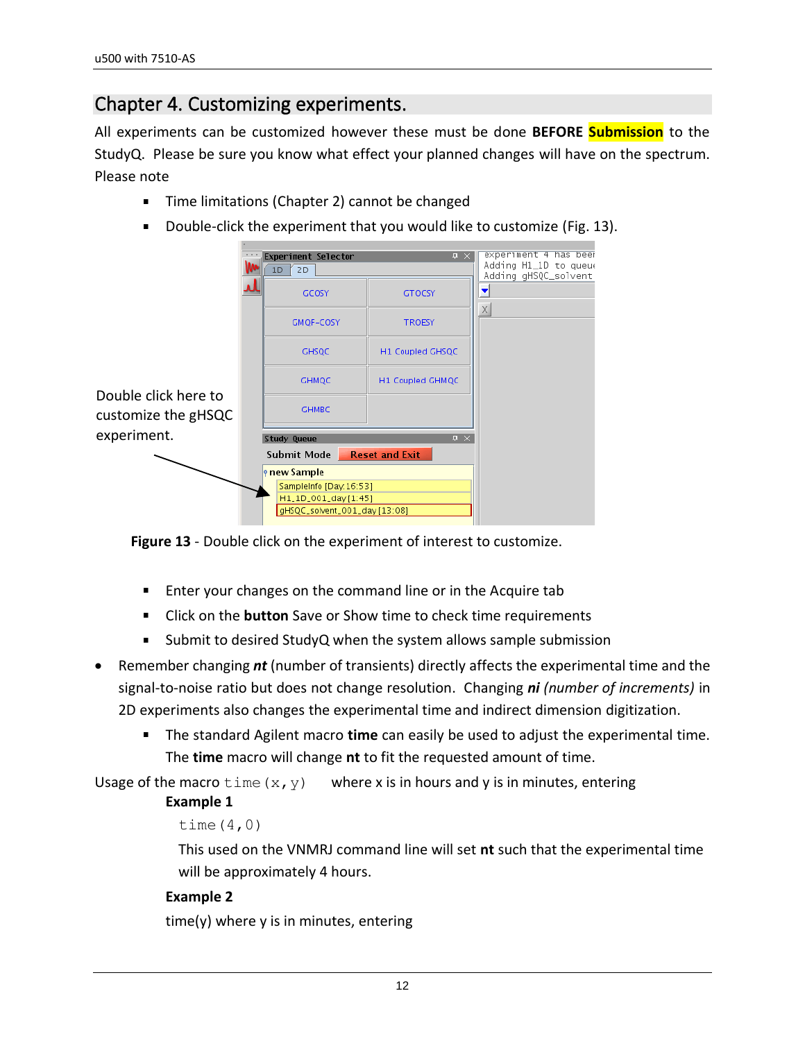## Chapter 4. Customizing experiments.

All experiments can be customized however these must be done **BEFORE Submission** to the StudyQ. Please be sure you know what effect your planned changes will have on the spectrum. Please note

- Time limitations (Chapter 2) cannot be changed
- Double-click the experiment that you would like to customize (Fig. 13).

Double click here to customize the gHSQC experiment.

**Figure 13** - Double click on the experiment of interest to customize.

- Enter your changes on the command line or in the Acquire tab
- Click on the **button** Save or Show time to check time requirements
- Submit to desired StudyQ when the system allows sample submission

- Remember changing ***nt*** (number of transients) directly affects the experimental time and the signal-to-noise ratio but does not change resolution. Changing ***ni*** *(number of increments)* in 2D experiments also changes the experimental time and indirect dimension digitization.
  - The standard Agilent macro **time** can easily be used to adjust the experimental time. The **time** macro will change **nt** to fit the requested amount of time.

Usage of the macro `time(x,y)` where x is in hours and y is in minutes, entering

**Example 1**

```
time(4,0)
```

This used on the VNMRJ command line will set **nt** such that the experimental time will be approximately 4 hours.

**Example 2**

time(y) where y is in minutes, entering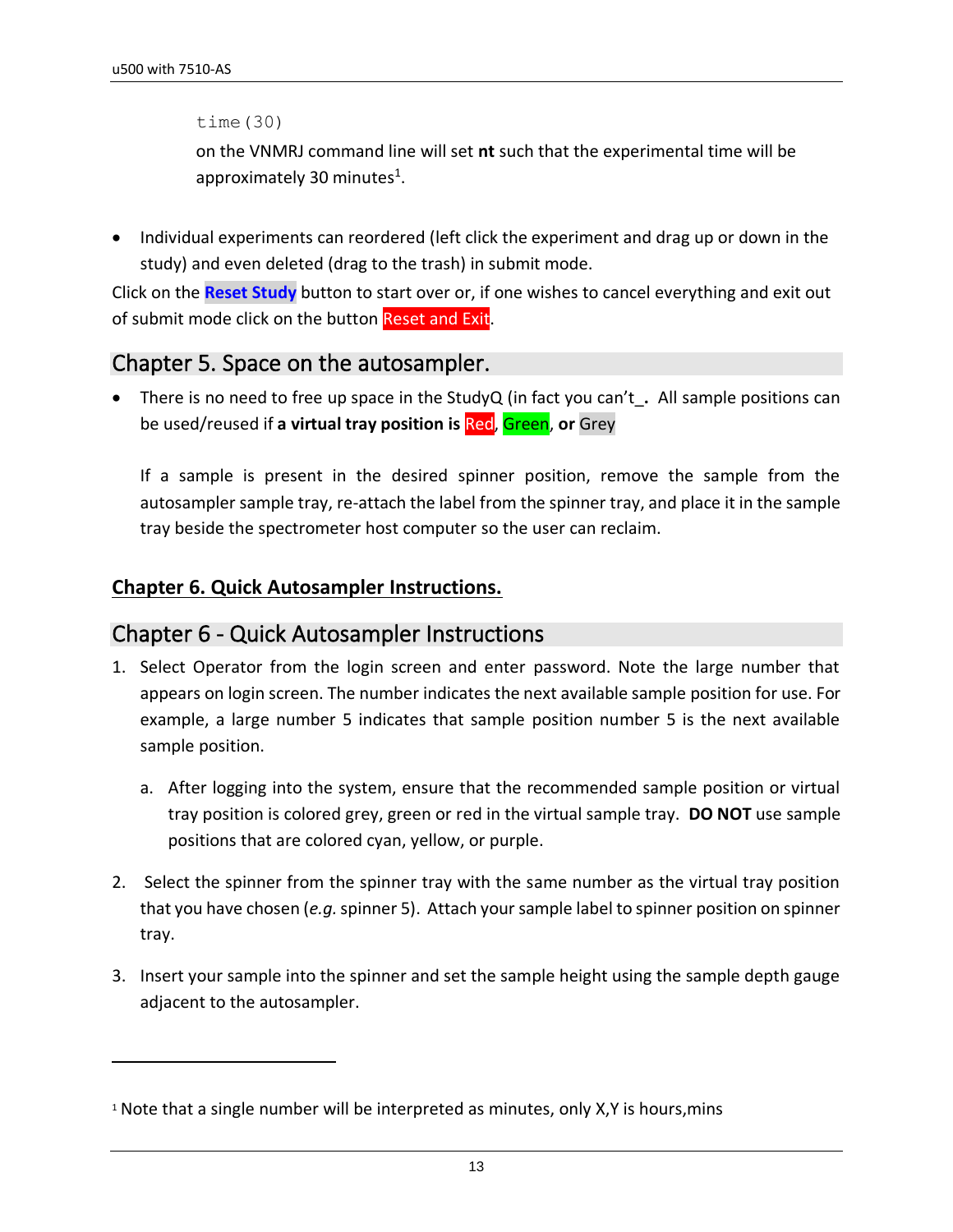time(30)

on the VNMRJ command line will set **nt** such that the experimental time will be approximately 30 minutes[1].

- Individual experiments can reordered (left click the experiment and drag up or down in the study) and even deleted (drag to the trash) in submit mode.

Click on the **Reset Study** button to start over or, if one wishes to cancel everything and exit out of submit mode click on the button Reset and Exit.

## Chapter 5. Space on the autosampler.

- There is no need to free up space in the StudyQ (in fact you can't_**.** All sample positions can be used/reused if **a virtual tray position is** Red, Green, **or** Grey

  If a sample is present in the desired spinner position, remove the sample from the autosampler sample tray, re-attach the label from the spinner tray, and place it in the sample tray beside the spectrometer host computer so the user can reclaim.

**Chapter 6. Quick Autosampler Instructions.**

## Chapter 6 - Quick Autosampler Instructions

1. Select Operator from the login screen and enter password. Note the large number that appears on login screen. The number indicates the next available sample position for use. For example, a large number 5 indicates that sample position number 5 is the next available sample position.

   a. After logging into the system, ensure that the recommended sample position or virtual tray position is colored grey, green or red in the virtual sample tray. **DO NOT** use sample positions that are colored cyan, yellow, or purple.

2. Select the spinner from the spinner tray with the same number as the virtual tray position that you have chosen (*e.g.* spinner 5). Attach your sample label to spinner position on spinner tray.

3. Insert your sample into the spinner and set the sample height using the sample depth gauge adjacent to the autosampler.

---

[1] Note that a single number will be interpreted as minutes, only X,Y is hours,mins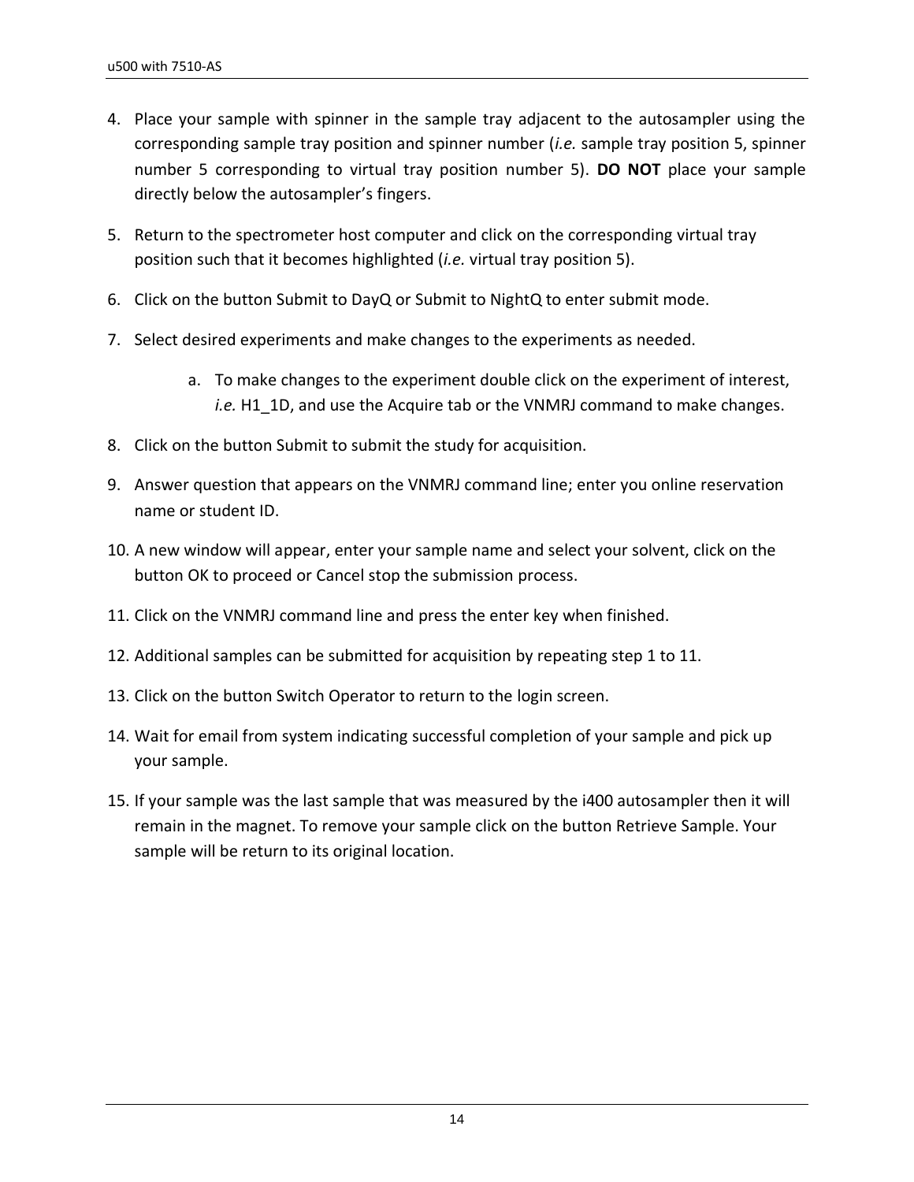4. Place your sample with spinner in the sample tray adjacent to the autosampler using the corresponding sample tray position and spinner number (*i.e.* sample tray position 5, spinner number 5 corresponding to virtual tray position number 5). **DO NOT** place your sample directly below the autosampler's fingers.

5. Return to the spectrometer host computer and click on the corresponding virtual tray position such that it becomes highlighted (*i.e.* virtual tray position 5).

6. Click on the button Submit to DayQ or Submit to NightQ to enter submit mode.

7. Select desired experiments and make changes to the experiments as needed.

    a. To make changes to the experiment double click on the experiment of interest, *i.e.* H1_1D, and use the Acquire tab or the VNMRJ command to make changes.

8. Click on the button Submit to submit the study for acquisition.

9. Answer question that appears on the VNMRJ command line; enter you online reservation name or student ID.

10. A new window will appear, enter your sample name and select your solvent, click on the button OK to proceed or Cancel stop the submission process.

11. Click on the VNMRJ command line and press the enter key when finished.

12. Additional samples can be submitted for acquisition by repeating step 1 to 11.

13. Click on the button Switch Operator to return to the login screen.

14. Wait for email from system indicating successful completion of your sample and pick up your sample.

15. If your sample was the last sample that was measured by the i400 autosampler then it will remain in the magnet. To remove your sample click on the button Retrieve Sample. Your sample will be return to its original location.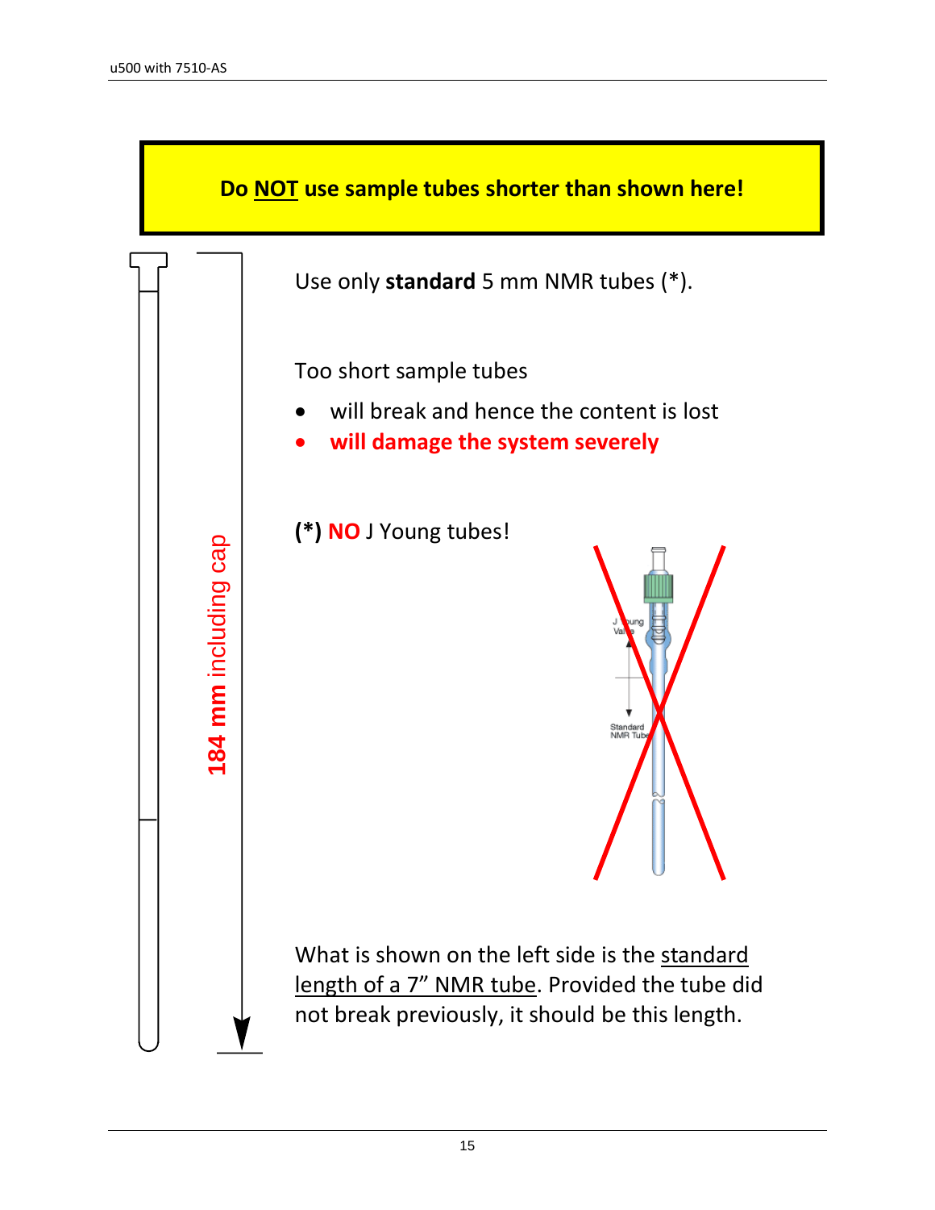**Do NOT use sample tubes shorter than shown here!**

184 mm including cap

Use only **standard** 5 mm NMR tubes (*).

Too short sample tubes

- will break and hence the content is lost
- **will damage the system severely**

**(*) NO** J Young tubes!

J Young Valve

Standard NMR Tube

What is shown on the left side is the standard length of a 7” NMR tube. Provided the tube did not break previously, it should be this length.